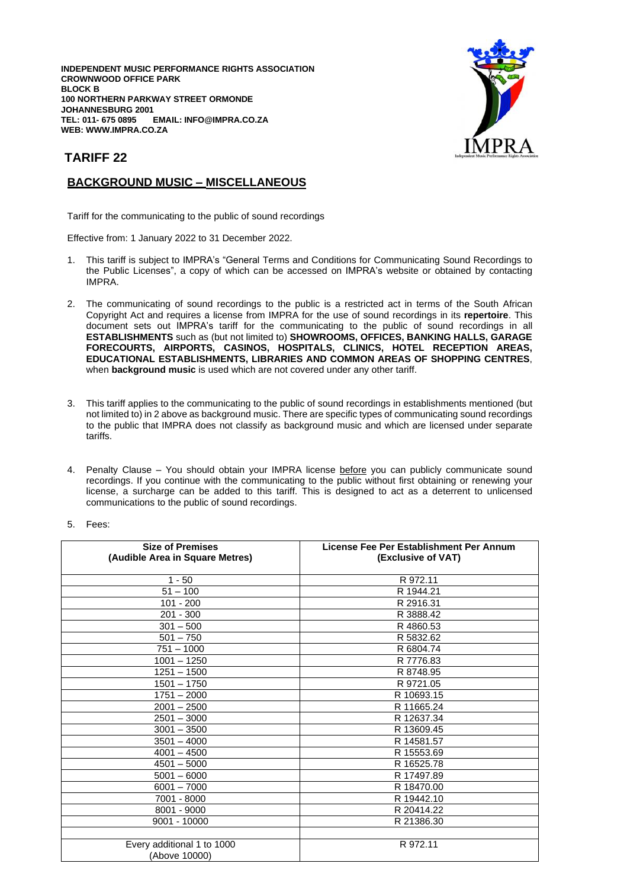**INDEPENDENT MUSIC PERFORMANCE RIGHTS ASSOCIATION**
**CROWNWOOD OFFICE PARK**
**BLOCK B**
**100 NORTHERN PARKWAY STREET ORMONDE**
**JOHANNESBURG 2001**
**TEL: 011- 675 0895 EMAIL: INFO@IMPRA.CO.ZA**
**WEB: WWW.IMPRA.CO.ZA**

IMPRA
Independent Music Performance Rights Association

## TARIFF 22

## BACKGROUND MUSIC – MISCELLANEOUS

Tariff for the communicating to the public of sound recordings

Effective from: 1 January 2022 to 31 December 2022.

1. This tariff is subject to IMPRA's "General Terms and Conditions for Communicating Sound Recordings to the Public Licenses", a copy of which can be accessed on IMPRA's website or obtained by contacting IMPRA.

2. The communicating of sound recordings to the public is a restricted act in terms of the South African Copyright Act and requires a license from IMPRA for the use of sound recordings in its **repertoire**. This document sets out IMPRA's tariff for the communicating to the public of sound recordings in all **ESTABLISHMENTS** such as (but not limited to) **SHOWROOMS, OFFICES, BANKING HALLS, GARAGE FORECOURTS, AIRPORTS, CASINOS, HOSPITALS, CLINICS, HOTEL RECEPTION AREAS, EDUCATIONAL ESTABLISHMENTS, LIBRARIES AND COMMON AREAS OF SHOPPING CENTRES**, when **background music** is used which are not covered under any other tariff.

3. This tariff applies to the communicating to the public of sound recordings in establishments mentioned (but not limited to) in 2 above as background music. There are specific types of communicating sound recordings to the public that IMPRA does not classify as background music and which are licensed under separate tariffs.

4. Penalty Clause – You should obtain your IMPRA license before you can publicly communicate sound recordings. If you continue with the communicating to the public without first obtaining or renewing your license, a surcharge can be added to this tariff. This is designed to act as a deterrent to unlicensed communications to the public of sound recordings.

5. Fees:

| Size of Premises (Audible Area in Square Metres) | License Fee Per Establishment Per Annum (Exclusive of VAT) |
|---|---|
| 1 - 50 | R 972.11 |
| 51 – 100 | R 1944.21 |
| 101 - 200 | R 2916.31 |
| 201 - 300 | R 3888.42 |
| 301 – 500 | R 4860.53 |
| 501 – 750 | R 5832.62 |
| 751 – 1000 | R 6804.74 |
| 1001 – 1250 | R 7776.83 |
| 1251 – 1500 | R 8748.95 |
| 1501 – 1750 | R 9721.05 |
| 1751 – 2000 | R 10693.15 |
| 2001 – 2500 | R 11665.24 |
| 2501 – 3000 | R 12637.34 |
| 3001 – 3500 | R 13609.45 |
| 3501 – 4000 | R 14581.57 |
| 4001 – 4500 | R 15553.69 |
| 4501 – 5000 | R 16525.78 |
| 5001 – 6000 | R 17497.89 |
| 6001 – 7000 | R 18470.00 |
| 7001 - 8000 | R 19442.10 |
| 8001 - 9000 | R 20414.22 |
| 9001 - 10000 | R 21386.30 |
| | |
| Every additional 1 to 1000 (Above 10000) | R 972.11 |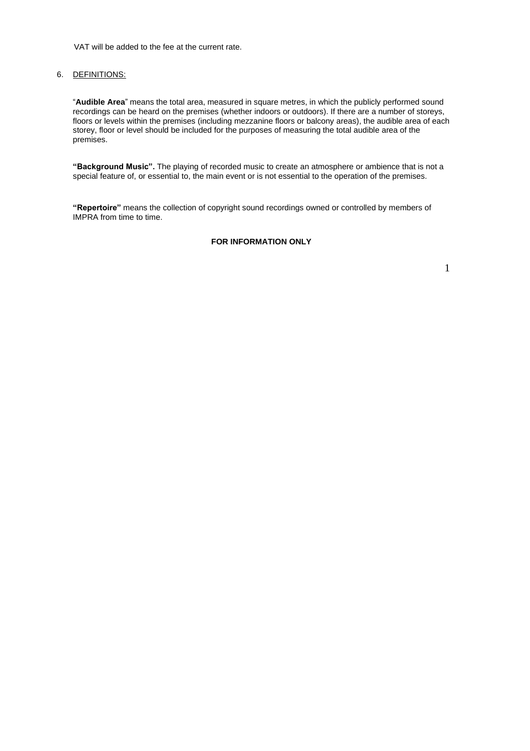VAT will be added to the fee at the current rate.

6. DEFINITIONS:

"**Audible Area**" means the total area, measured in square metres, in which the publicly performed sound recordings can be heard on the premises (whether indoors or outdoors). If there are a number of storeys, floors or levels within the premises (including mezzanine floors or balcony areas), the audible area of each storey, floor or level should be included for the purposes of measuring the total audible area of the premises.

**"Background Music".** The playing of recorded music to create an atmosphere or ambience that is not a special feature of, or essential to, the main event or is not essential to the operation of the premises.

**"Repertoire"** means the collection of copyright sound recordings owned or controlled by members of IMPRA from time to time.

**FOR INFORMATION ONLY**